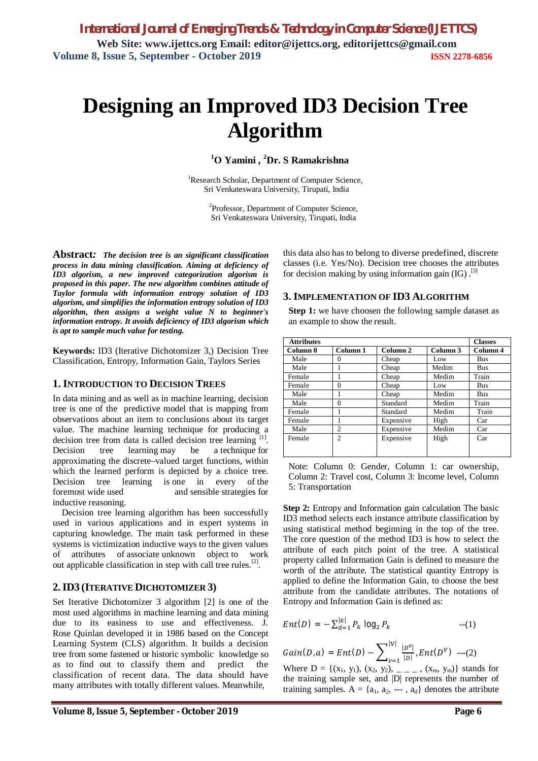# Designing an Improved ID3 Decision Tree Algorithm

**[1]O Yamini , [2]Dr. S Ramakrishna**

[1]Research Scholar, Department of Computer Science, Sri Venkateswara University, Tirupati, India

[2]Professor, Department of Computer Science, Sri Venkateswara University, Tirupati, India

**Abstract:** ***The decision tree is an significant classification process in data mining classification. Aiming at deficiency of ID3 algorism, a new improved categorization algorism is proposed in this paper. The new algorithm combines attitude of Taylor formula with information entropy solution of ID3 algorism, and simplifies the information entropy solution of ID3 algorithm, then assigns a weight value N to beginner's information entropy. It avoids deficiency of ID3 algorism which is apt to sample much value for testing.***

**Keywords:** ID3 (Iterative Dichotomizer 3,) Decision Tree Classification, Entropy, Information Gain, Taylors Series

## 1. Introduction to Decision Trees

In data mining and as well as in machine learning, decision tree is one of the predictive model that is mapping from observations about an item to conclusions about its target value. The machine learning technique for producing a decision tree from data is called decision tree learning [1]. Decision tree learning may be a technique for approximating the discrete–valued target functions, within which the learned perform is depicted by a choice tree. Decision tree learning is one in every of the foremost wide used and sensible strategies for inductive reasoning.

Decision tree learning algorithm has been successfully used in various applications and in expert systems in capturing knowledge. The main task performed in these systems is victimization inductive ways to the given values of attributes of associate unknown object to work out applicable classification in step with call tree rules.[2].

## 2. ID3 (Iterative Dichotomizer 3)

Set Iterative Dichotomizer 3 algorithm [2] is one of the most used algorithms in machine learning and data mining due to its easiness to use and effectiveness. J. Rose Quinlan developed it in 1986 based on the Concept Learning System (CLS) algorithm. It builds a decision tree from some fastened or historic symbolic knowledge so as to find out to classify them and predict the classification of recent data. The data should have many attributes with totally different values. Meanwhile, this data also has to belong to diverse predefined, discrete classes (i.e. Yes/No). Decision tree chooses the attributes for decision making by using information gain (IG) .[3]

## 3. Implementation of ID3 Algorithm

**Step 1:** we have choosen the following sample dataset as an example to show the result.

| Attributes | | | | Classes |
|---|---|---|---|---|
| **Column 0** | **Column 1** | **Column 2** | **Column 3** | **Column 4** |
| Male | 0 | Cheap | Low | Bus |
| Male | 1 | Cheap | Medim | Bus |
| Female | 1 | Cheap | Medim | Train |
| Female | 0 | Cheap | Low | Bus |
| Male | 1 | Cheap | Medim | Bus |
| Male | 0 | Standard | Medim | Train |
| Female | 1 | Standard | Medim | Train |
| Female | 1 | Expensive | High | Car |
| Male | 2 | Expensive | Medim | Car |
| Female | 2 | Expensive | High | Car |

Note: Column 0: Gender, Column 1: car ownership, Column 2: Travel cost, Column 3: Income level, Column 5: Transportation

**Step 2:** Entropy and Information gain calculation The basic ID3 method selects each instance attribute classification by using statistical method beginning in the top of the tree. The core question of the method ID3 is how to select the attribute of each pitch point of the tree. A statistical property called Information Gain is defined to measure the worth of the attribute. The statistical quantity Entropy is applied to define the Information Gain, to choose the best attribute from the candidate attributes. The notations of Entropy and Information Gain is defined as:

$$Ent(D) = -\sum_{d=1}^{|k|} P_k \log_2 P_k \quad \text{--(1)}$$

$$Gain(D,a) = Ent(D) - \sum_{v=1}^{|V|} \frac{|D^v|}{|D|} Ent(D^V) \quad \text{---(2)}$$

Where D = {($x_1$, $y_1$), ($x_2$, $y_2$), _ _ _ , ($x_m$, $y_m$)} stands for the training sample set, and |D| represents the number of training samples. A = {$a_1$, $a_2$, --- , $a_d$} denotes the attribute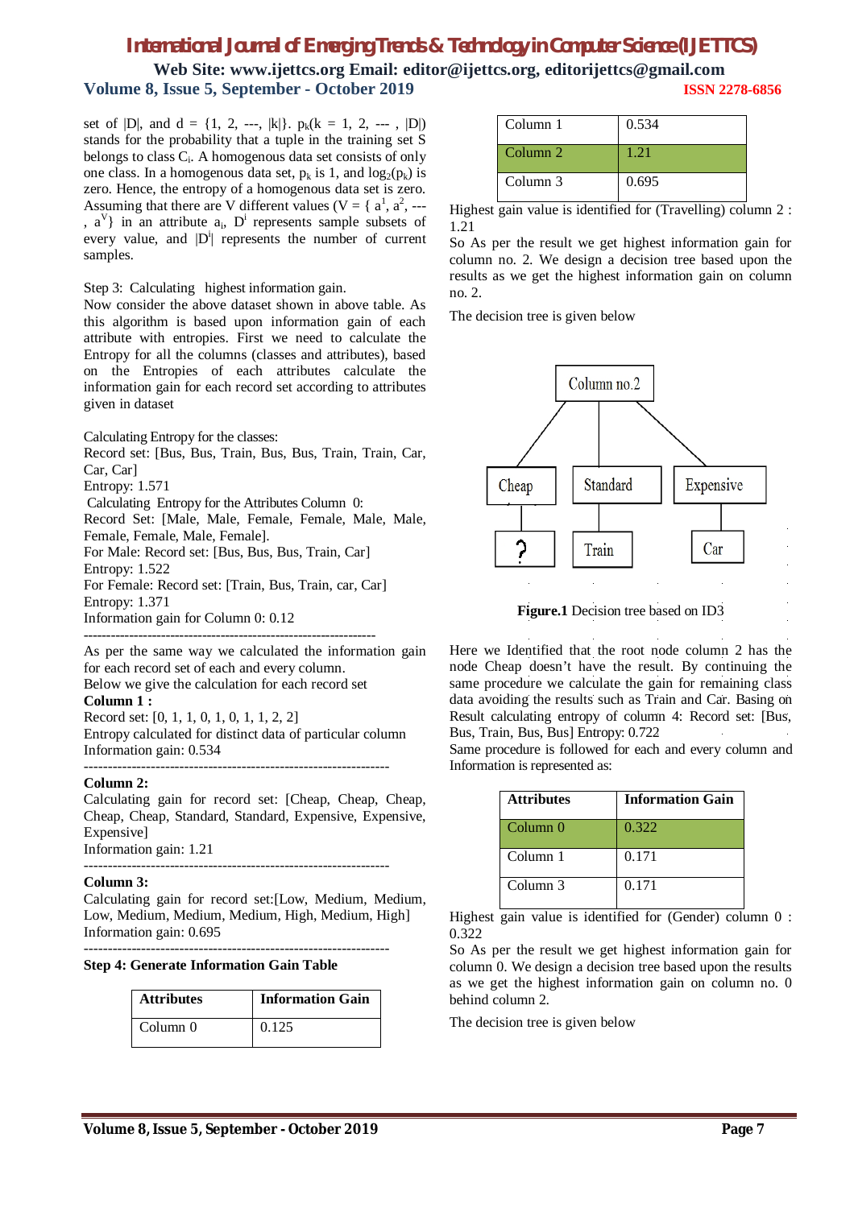set of |D|, and d = {1, 2, ---, |k|}. $p_k$(k = 1, 2, --- , |D|) stands for the probability that a tuple in the training set S belongs to class $C_i$. A homogenous data set consists of only one class. In a homogenous data set, $p_k$ is 1, and $\log_2(p_k)$ is zero. Hence, the entropy of a homogenous data set is zero. Assuming that there are V different values (V = { $a^1$, $a^2$, --- , $a^V$} in an attribute $a_i$, $D^i$ represents sample subsets of every value, and $|D^i|$ represents the number of current samples.

Step 3: Calculating highest information gain.

Now consider the above dataset shown in above table. As this algorithm is based upon information gain of each attribute with entropies. First we need to calculate the Entropy for all the columns (classes and attributes), based on the Entropies of each attributes calculate the information gain for each record set according to attributes given in dataset

Calculating Entropy for the classes:

Record set: [Bus, Bus, Train, Bus, Bus, Train, Train, Car, Car, Car]

Entropy: 1.571

Calculating Entropy for the Attributes Column 0:

Record Set: [Male, Male, Female, Female, Male, Male, Female, Female, Male, Female].

For Male: Record set: [Bus, Bus, Bus, Train, Car]

Entropy: 1.522

For Female: Record set: [Train, Bus, Train, car, Car]

Entropy: 1.371

Information gain for Column 0: 0.12

---------------------------------------------------------------------

As per the same way we calculated the information gain for each record set of each and every column.

Below we give the calculation for each record set

**Column 1 :**

Record set: [0, 1, 1, 0, 1, 0, 1, 1, 2, 2]

Entropy calculated for distinct data of particular column

Information gain: 0.534

---------------------------------------------------------------------

**Column 2:**

Calculating gain for record set: [Cheap, Cheap, Cheap, Cheap, Cheap, Standard, Standard, Expensive, Expensive, Expensive]

Information gain: 1.21

---------------------------------------------------------------------

**Column 3:**

Calculating gain for record set:[Low, Medium, Medium, Low, Medium, Medium, Medium, High, Medium, High]

Information gain: 0.695

---------------------------------------------------------------------

**Step 4: Generate Information Gain Table**

| Attributes | Information Gain |
|---|---|
| Column 0 | 0.125 |
| Column 1 | 0.534 |
| Column 2 | 1.21 |
| Column 3 | 0.695 |

Highest gain value is identified for (Travelling) column 2 : 1.21

So As per the result we get highest information gain for column no. 2. We design a decision tree based upon the results as we get the highest information gain on column no. 2.

The decision tree is given below

**Figure.1** Decision tree based on ID3

Here we Identified that the root node column 2 has the node Cheap doesn't have the result. By continuing the same procedure we calculate the gain for remaining class data avoiding the results such as Train and Car. Basing on Result calculating entropy of column 4: Record set: [Bus, Bus, Train, Bus, Bus] Entropy: 0.722

Same procedure is followed for each and every column and Information is represented as:

| Attributes | Information Gain |
|---|---|
| Column 0 | 0.322 |
| Column 1 | 0.171 |
| Column 3 | 0.171 |

Highest gain value is identified for (Gender) column 0 : 0.322

So As per the result we get highest information gain for column 0. We design a decision tree based upon the results as we get the highest information gain on column no. 0 behind column 2.

The decision tree is given below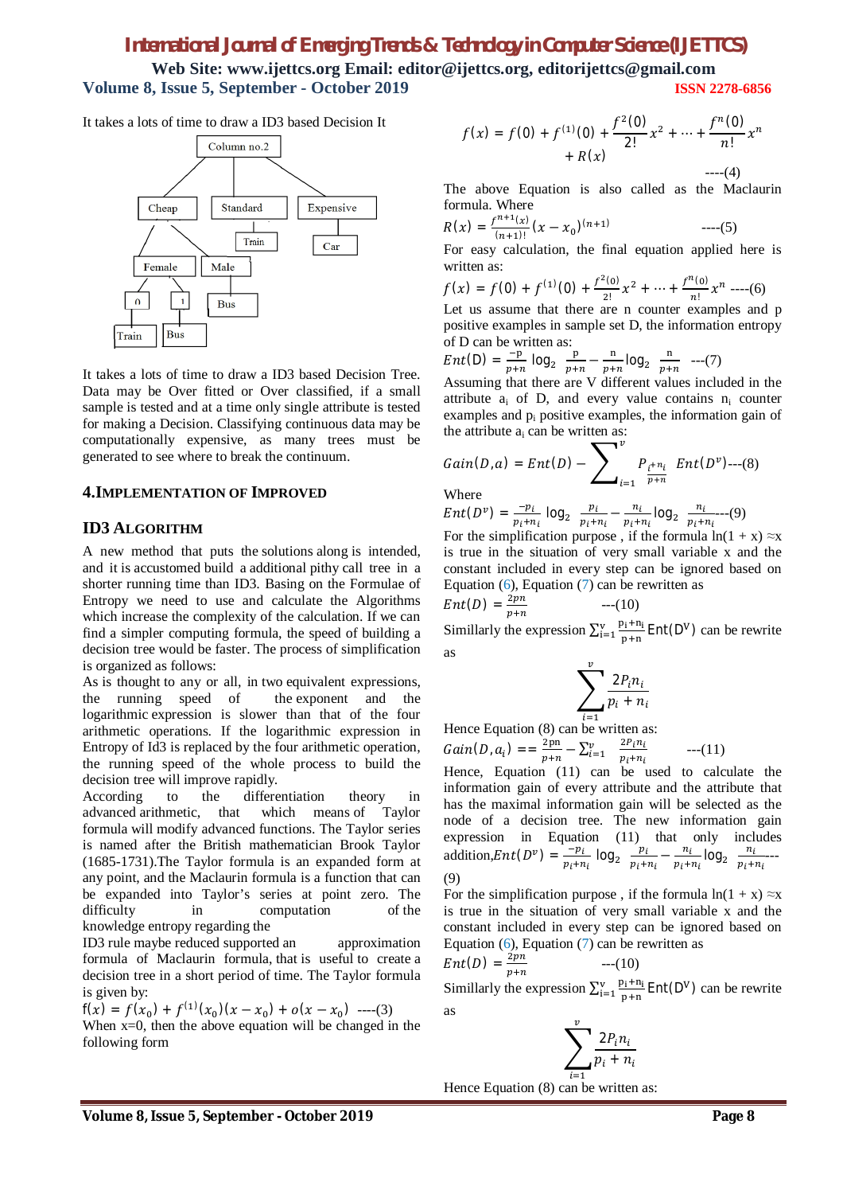It takes a lots of time to draw a ID3 based Decision It

It takes a lots of time to draw a ID3 based Decision Tree. Data may be Over fitted or Over classified, if a small sample is tested and at a time only single attribute is tested for making a Decision. Classifying continuous data may be computationally expensive, as many trees must be generated to see where to break the continuum.

## 4.IMPLEMENTATION OF IMPROVED

## ID3 ALGORITHM

A new method that puts the solutions along is intended, and it is accustomed build a additional pithy call tree in a shorter running time than ID3. Basing on the Formulae of Entropy we need to use and calculate the Algorithms which increase the complexity of the calculation. If we can find a simpler computing formula, the speed of building a decision tree would be faster. The process of simplification is organized as follows:

As is thought to any or all, in two equivalent expressions, the running speed of the exponent and the logarithmic expression is slower than that of the four arithmetic operations. If the logarithmic expression in Entropy of Id3 is replaced by the four arithmetic operation, the running speed of the whole process to build the decision tree will improve rapidly.

According to the differentiation theory in advanced arithmetic, that which means of Taylor formula will modify advanced functions. The Taylor series is named after the British mathematician Brook Taylor (1685-1731).The Taylor formula is an expanded form at any point, and the Maclaurin formula is a function that can be expanded into Taylor's series at point zero. The difficulty in computation of the knowledge entropy regarding the

ID3 rule maybe reduced supported an approximation formula of Maclaurin formula, that is useful to create a decision tree in a short period of time. The Taylor formula is given by:

$$f(x) = f(x_0) + f^{(1)}(x_0)(x - x_0) + o(x - x_0) \quad \text{----(3)}$$

When x=0, then the above equation will be changed in the following form

$$f(x) = f(0) + f^{(1)}(0) + \frac{f^2(0)}{2!}x^2 + \cdots + \frac{f^n(0)}{n!}x^n + R(x) \quad \text{----(4)}$$

The above Equation is also called as the Maclaurin formula. Where

$$R(x) = \frac{f^{n+1}(x)}{(n+1)!}(x - x_0)^{(n+1)} \quad \text{----(5)}$$

For easy calculation, the final equation applied here is written as:

$$f(x) = f(0) + f^{(1)}(0) + \frac{f^2(0)}{2!}x^2 + \cdots + \frac{f^n(0)}{n!}x^n \quad \text{----(6)}$$

Let us assume that there are n counter examples and p positive examples in sample set D, the information entropy of D can be written as:

$$Ent(D) = \frac{-p}{p+n}\log_2\frac{p}{p+n} - \frac{n}{p+n}\log_2\frac{n}{p+n} \quad \text{---(7)}$$

Assuming that there are V different values included in the attribute $a_i$ of D, and every value contains $n_i$ counter examples and $p_i$ positive examples, the information gain of the attribute $a_i$ can be written as:

$$Gain(D,a) = Ent(D) - \sum_{i=1}^{v} P_{\frac{i+n_i}{p+n}}\ Ent(D^v) \text{---(8)}$$

Where

$$Ent(D^v) = \frac{-p_i}{p_i+n_i}\log_2\frac{p_i}{p_i+n_i} - \frac{n_i}{p_i+n_i}\log_2\frac{n_i}{p_i+n_i} \text{---(9)}$$

For the simplification purpose , if the formula $\ln(1 + x) \approx x$ is true in the situation of very small variable x and the constant included in every step can be ignored based on Equation (6), Equation (7) can be rewritten as

$$Ent(D) = \frac{2pn}{p+n} \quad \text{---(10)}$$

Similarly the expression $\sum_{i=1}^{v} \frac{p_i+n_i}{p+n} Ent(D^v)$ can be rewrite as

$$\sum_{i=1}^{v} \frac{2P_i n_i}{p_i + n_i}$$

Hence Equation (8) can be written as:

$$Gain(D,a_i) == \frac{2pn}{p+n} - \sum_{i=1}^{v} \frac{2P_i n_i}{p_i+n_i} \quad \text{---(11)}$$

Hence, Equation (11) can be used to calculate the information gain of every attribute and the attribute that has the maximal information gain will be selected as the node of a decision tree. The new information gain expression in Equation (11) that only includes addition, $Ent(D^v) = \frac{-p_i}{p_i+n_i}\log_2\frac{p_i}{p_i+n_i} - \frac{n_i}{p_i+n_i}\log_2\frac{n_i}{p_i+n_i}$--- (9)

For the simplification purpose , if the formula $\ln(1 + x) \approx x$ is true in the situation of very small variable x and the constant included in every step can be ignored based on Equation (6), Equation (7) can be rewritten as

$$Ent(D) = \frac{2pn}{p+n} \quad \text{---(10)}$$

Similarly the expression $\sum_{i=1}^{v} \frac{p_i+n_i}{p+n} Ent(D^v)$ can be rewrite as

$$\sum_{i=1}^{v} \frac{2P_i n_i}{p_i + n_i}$$

Hence Equation (8) can be written as: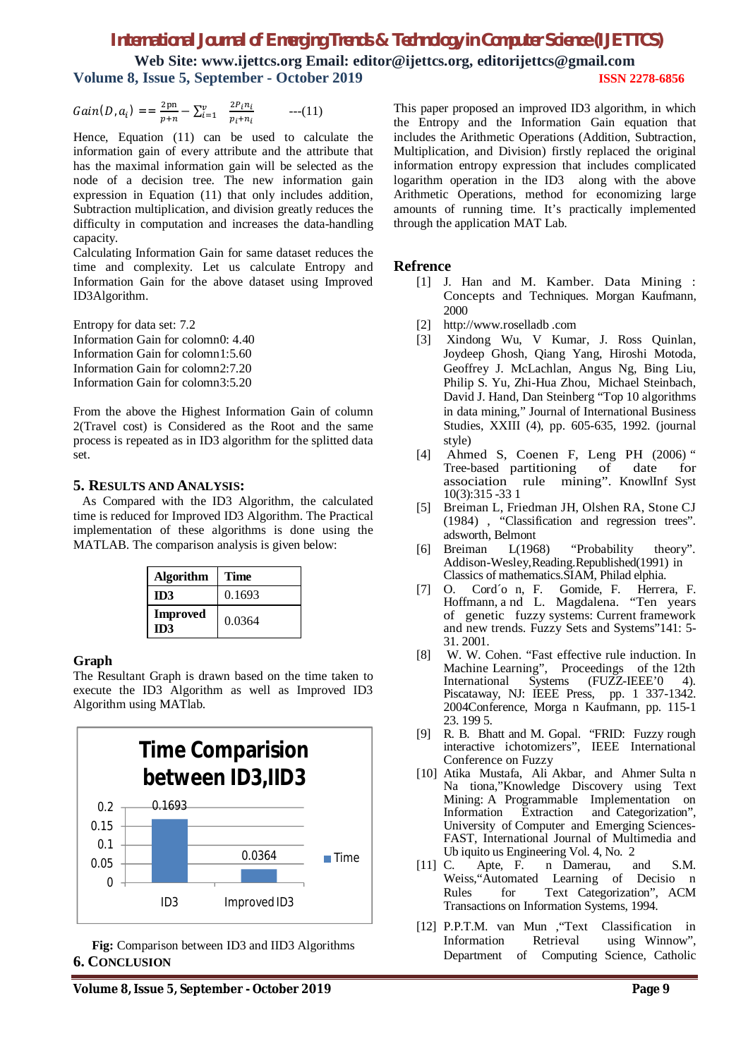$$Gain(D, a_i) == \frac{2pn}{p+n} - \sum_{i=1}^{v} \frac{2P_i n_i}{p_i + n_i} \quad \text{---(11)}$$

Hence, Equation (11) can be used to calculate the information gain of every attribute and the attribute that has the maximal information gain will be selected as the node of a decision tree. The new information gain expression in Equation (11) that only includes addition, Subtraction multiplication, and division greatly reduces the difficulty in computation and increases the data-handling capacity.

Calculating Information Gain for same dataset reduces the time and complexity. Let us calculate Entropy and Information Gain for the above dataset using Improved ID3Algorithm.

Entropy for data set: 7.2
Information Gain for colomn0: 4.40
Information Gain for colomn1:5.60
Information Gain for colomn2:7.20
Information Gain for colomn3:5.20

From the above the Highest Information Gain of column 2(Travel cost) is Considered as the Root and the same process is repeated as in ID3 algorithm for the splitted data set.

## 5. RESULTS AND ANALYSIS:

As Compared with the ID3 Algorithm, the calculated time is reduced for Improved ID3 Algorithm. The Practical implementation of these algorithms is done using the MATLAB. The comparison analysis is given below:

| Algorithm | Time |
|---|---|
| ID3 | 0.1693 |
| Improved ID3 | 0.0364 |

### Graph

The Resultant Graph is drawn based on the time taken to execute the ID3 Algorithm as well as Improved ID3 Algorithm using MATlab.

**Fig:** Comparison between ID3 and IID3 Algorithms

## 6. CONCLUSION

This paper proposed an improved ID3 algorithm, in which the Entropy and the Information Gain equation that includes the Arithmetic Operations (Addition, Subtraction, Multiplication, and Division) firstly replaced the original information entropy expression that includes complicated logarithm operation in the ID3 along with the above Arithmetic Operations, method for economizing large amounts of running time. It's practically implemented through the application MAT Lab.

## Refrence

[1] J. Han and M. Kamber. Data Mining : Concepts and Techniques. Morgan Kaufmann, 2000

[2] http://www.roselladb .com

[3] Xindong Wu, V Kumar, J. Ross Quinlan, Joydeep Ghosh, Qiang Yang, Hiroshi Motoda, Geoffrey J. McLachlan, Angus Ng, Bing Liu, Philip S. Yu, Zhi-Hua Zhou, Michael Steinbach, David J. Hand, Dan Steinberg "Top 10 algorithms in data mining," Journal of International Business Studies, XXIII (4), pp. 605-635, 1992. (journal style)

[4] Ahmed S, Coenen F, Leng PH (2006) " Tree-based partitioning of date for association rule mining". KnowlInf Syst 10(3):315 -33 1

[5] Breiman L, Friedman JH, Olshen RA, Stone CJ (1984) , "Classification and regression trees". adsworth, Belmont

[6] Breiman L(1968) "Probability theory". Addison-Wesley,Reading.Republished(1991) in Classics of mathematics.SIAM, Philad elphia.

[7] O. Cord´o n, F. Gomide, F. Herrera, F. Hoffmann, a nd L. Magdalena. "Ten years of genetic fuzzy systems: Current framework and new trends. Fuzzy Sets and Systems"141: 5-31. 2001.

[8] W. W. Cohen. "Fast effective rule induction. In Machine Learning", Proceedings of the 12th International Systems (FUZZ-IEEE'0 4). Piscataway, NJ: IEEE Press, pp. 1 337-1342. 2004Conference, Morga n Kaufmann, pp. 115-1 23. 199 5.

[9] R. B. Bhatt and M. Gopal. "FRID: Fuzzy rough interactive ichotomizers", IEEE International Conference on Fuzzy

[10] Atika Mustafa, Ali Akbar, and Ahmer Sulta n Na tiona,"Knowledge Discovery using Text Mining: A Programmable Implementation on Information Extraction and Categorization", University of Computer and Emerging Sciences-FAST, International Journal of Multimedia and Ub iquito us Engineering Vol. 4, No. 2

[11] C. Apte, F. n Damerau, and S.M. Weiss,"Automated Learning of Decisio n Rules for Text Categorization", ACM Transactions on Information Systems, 1994.

[12] P.P.T.M. van Mun ,"Text Classification in Information Retrieval using Winnow", Department of Computing Science, Catholic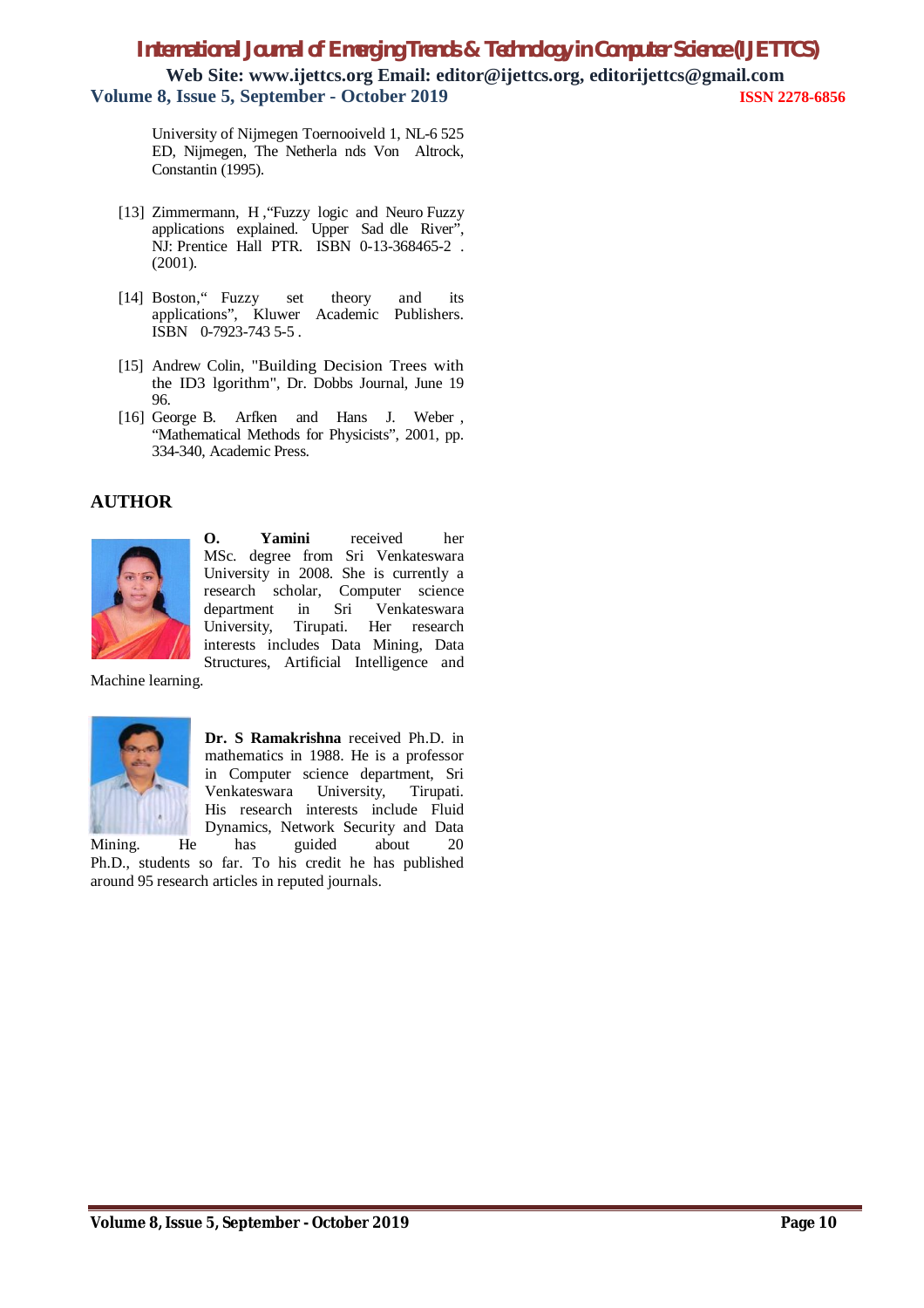University of Nijmegen Toernooiveld 1, NL-6 525 ED, Nijmegen, The Netherla nds Von Altrock, Constantin (1995).

[13] Zimmermann, H ,"Fuzzy logic and Neuro Fuzzy applications explained. Upper Sad dle River", NJ: Prentice Hall PTR. ISBN 0-13-368465-2 . (2001).

[14] Boston," Fuzzy set theory and its applications", Kluwer Academic Publishers. ISBN 0-7923-743 5-5 .

[15] Andrew Colin, "Building Decision Trees with the ID3 lgorithm", Dr. Dobbs Journal, June 19 96.

[16] George B. Arfken and Hans J. Weber , "Mathematical Methods for Physicists", 2001, pp. 334-340, Academic Press.

## AUTHOR

**O. Yamini** received her MSc. degree from Sri Venkateswara University in 2008. She is currently a research scholar, Computer science department in Sri Venkateswara University, Tirupati. Her research interests includes Data Mining, Data Structures, Artificial Intelligence and Machine learning.

**Dr. S Ramakrishna** received Ph.D. in mathematics in 1988. He is a professor in Computer science department, Sri Venkateswara University, Tirupati. His research interests include Fluid Dynamics, Network Security and Data Mining. He has guided about 20 Ph.D., students so far. To his credit he has published around 95 research articles in reputed journals.